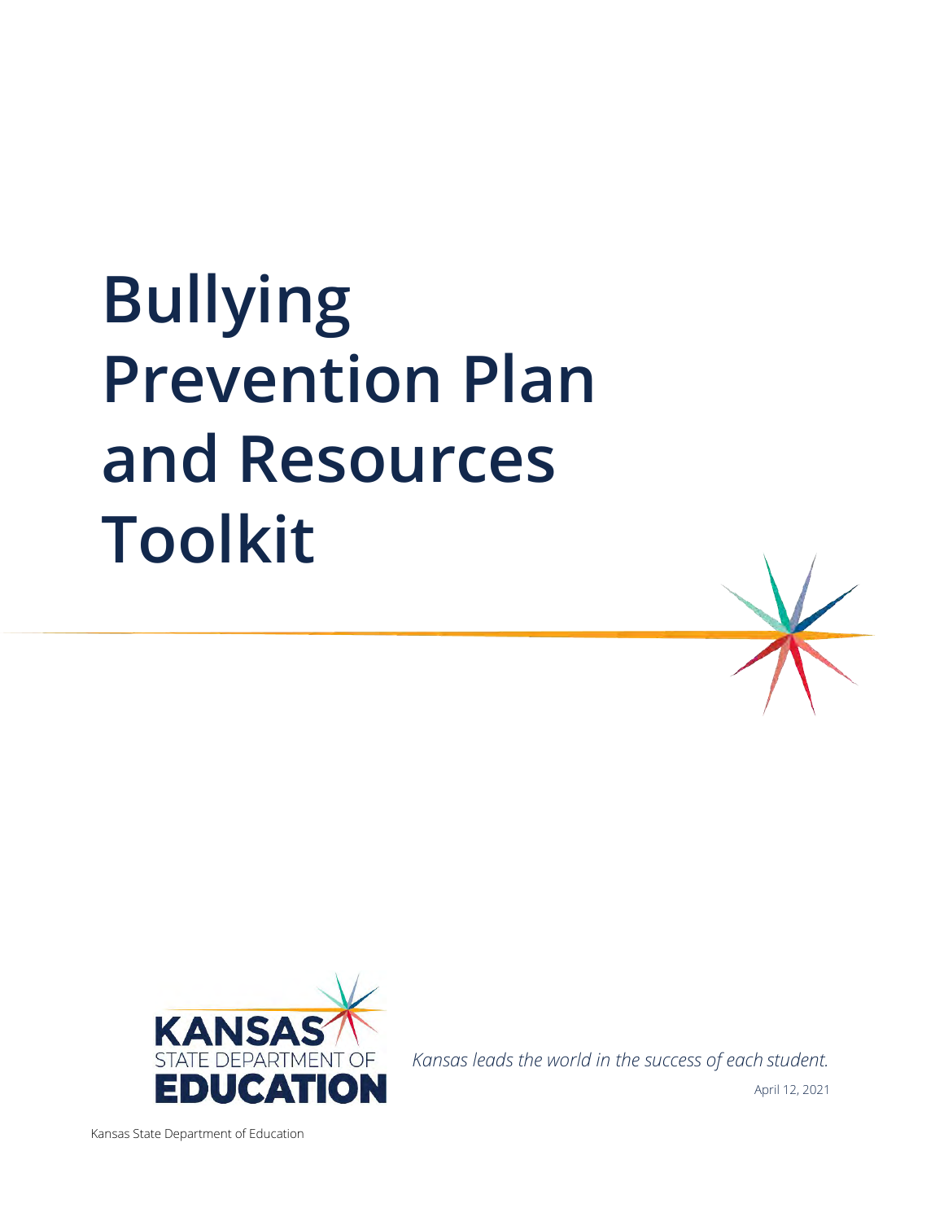# Bullying Prevention Plan and Resources Toolkit

KANSAS STATE DEPARTMENT OF EDUCATION

*Kansas leads the world in the success of each student.*

April 12, 2021

Kansas State Department of Education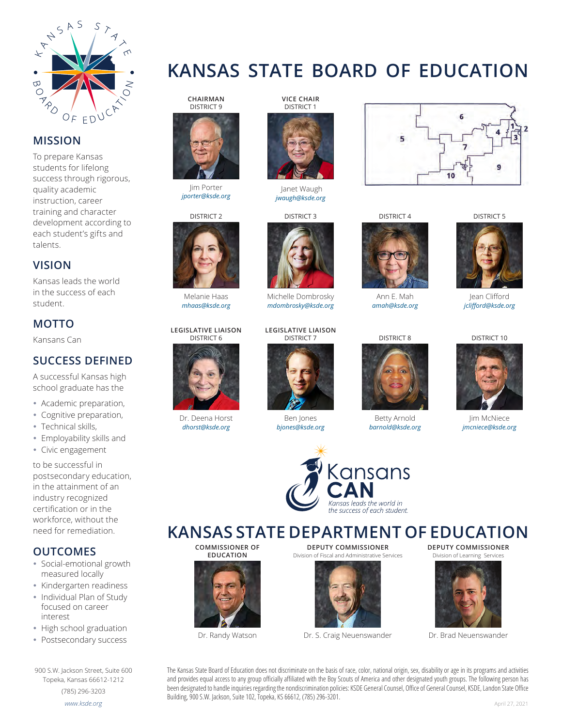## MISSION

To prepare Kansas students for lifelong success through rigorous, quality academic instruction, career training and character development according to each student's gifts and talents.

## VISION

Kansas leads the world in the success of each student.

## MOTTO

Kansans Can

## SUCCESS DEFINED

A successful Kansas high school graduate has the

- Academic preparation,
- Cognitive preparation,
- Technical skills,
- Employability skills and
- Civic engagement

to be successful in postsecondary education, in the attainment of an industry recognized certification or in the workforce, without the need for remediation.

## OUTCOMES

- Social-emotional growth measured locally
- Kindergarten readiness
- Individual Plan of Study focused on career interest
- High school graduation
- Postsecondary success

900 S.W. Jackson Street, Suite 600
Topeka, Kansas 66612-1212
(785) 296-3203
*www.ksde.org*

# KANSAS STATE BOARD OF EDUCATION

**CHAIRMAN**
DISTRICT 9
Jim Porter
*jporter@ksde.org*

**VICE CHAIR**
DISTRICT 1
Janet Waugh
*jwaugh@ksde.org*

DISTRICT 2
Melanie Haas
*mhaas@ksde.org*

DISTRICT 3
Michelle Dombrosky
*mdombrosky@ksde.org*

DISTRICT 4
Ann E. Mah
*amah@ksde.org*

DISTRICT 5
Jean Clifford
*jclifford@ksde.org*

**LEGISLATIVE LIAISON**
DISTRICT 6
Dr. Deena Horst
*dhorst@ksde.org*

**LEGISLATIVE LIAISON**
DISTRICT 7
Ben Jones
*bjones@ksde.org*

DISTRICT 8
Betty Arnold
*barnold@ksde.org*

DISTRICT 10
Jim McNiece
*jmcniece@ksde.org*

Kansans CAN
*Kansas leads the world in the success of each student.*

# KANSAS STATE DEPARTMENT OF EDUCATION

**COMMISSIONER OF EDUCATION**
Dr. Randy Watson

**DEPUTY COMMISSIONER**
Division of Fiscal and Administrative Services
Dr. S. Craig Neuenswander

**DEPUTY COMMISSIONER**
Division of Learning Services
Dr. Brad Neuenswander

The Kansas State Board of Education does not discriminate on the basis of race, color, national origin, sex, disability or age in its programs and activities and provides equal access to any group officially affiliated with the Boy Scouts of America and other designated youth groups. The following person has been designated to handle inquiries regarding the nondiscrimination policies: KSDE General Counsel, Office of General Counsel, KSDE, Landon State Office Building, 900 S.W. Jackson, Suite 102, Topeka, KS 66612, (785) 296-3201.

April 27, 2021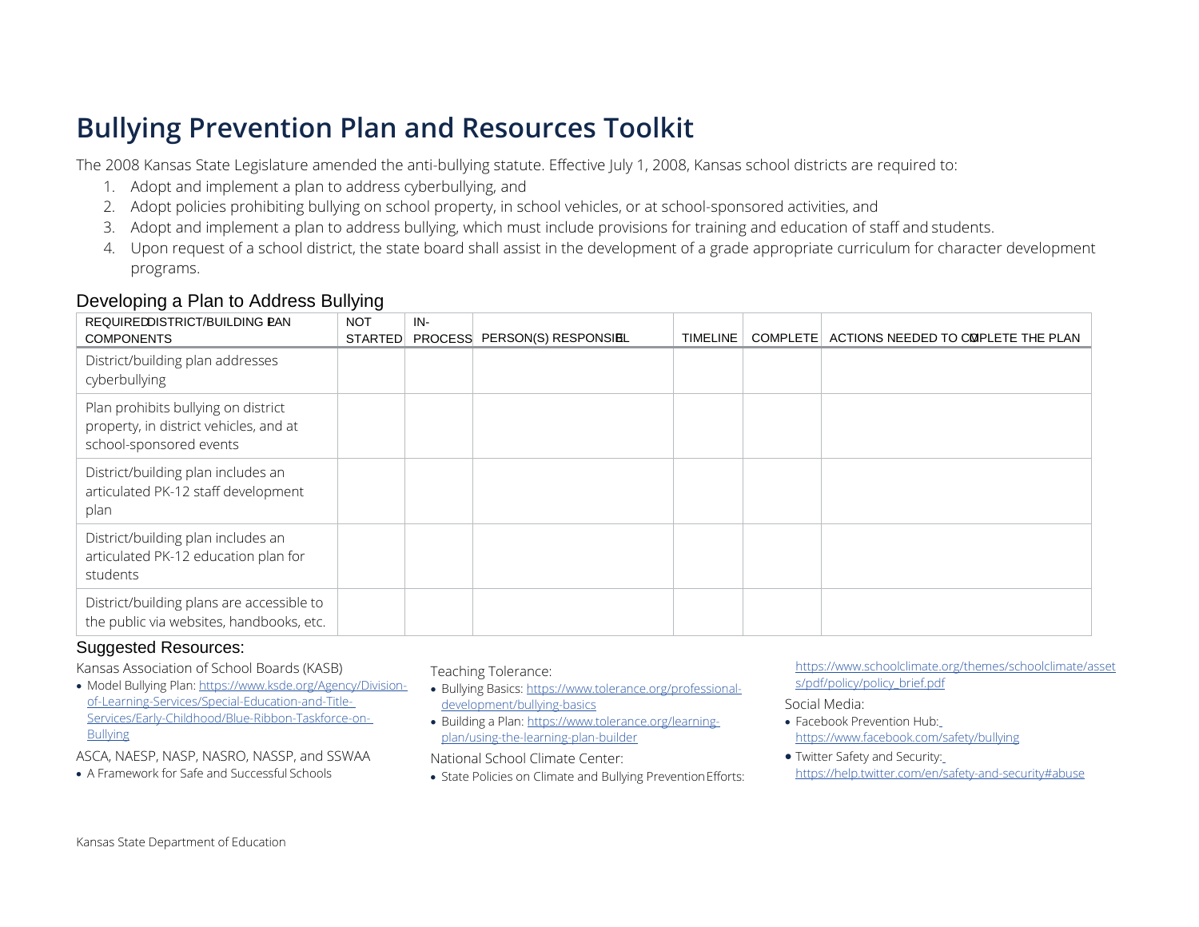# Bullying Prevention Plan and Resources Toolkit

The 2008 Kansas State Legislature amended the anti-bullying statute. Effective July 1, 2008, Kansas school districts are required to:

1. Adopt and implement a plan to address cyberbullying, and
2. Adopt policies prohibiting bullying on school property, in school vehicles, or at school-sponsored activities, and
3. Adopt and implement a plan to address bullying, which must include provisions for training and education of staff and students.
4. Upon request of a school district, the state board shall assist in the development of a grade appropriate curriculum for character development programs.

## Developing a Plan to Address Bullying

| REQUIRED DISTRICT/BUILDING PLAN COMPONENTS | NOT STARTED | IN-PROCESS | PERSON(S) RESPONSIBLE | TIMELINE | COMPLETE | ACTIONS NEEDED TO COMPLETE THE PLAN |
|---|---|---|---|---|---|---|
| District/building plan addresses cyberbullying | | | | | | |
| Plan prohibits bullying on district property, in district vehicles, and at school-sponsored events | | | | | | |
| District/building plan includes an articulated PK-12 staff development plan | | | | | | |
| District/building plan includes an articulated PK-12 education plan for students | | | | | | |
| District/building plans are accessible to the public via websites, handbooks, etc. | | | | | | |

## Suggested Resources:

Kansas Association of School Boards (KASB)

- Model Bullying Plan: https://www.ksde.org/Agency/Division-of-Learning-Services/Special-Education-and-Title-Services/Early-Childhood/Blue-Ribbon-Taskforce-on-Bullying

ASCA, NAESP, NASP, NASRO, NASSP, and SSWAA

- A Framework for Safe and Successful Schools

Teaching Tolerance:

- Bullying Basics: https://www.tolerance.org/professional-development/bullying-basics
- Building a Plan: https://www.tolerance.org/learning-plan/using-the-learning-plan-builder

National School Climate Center:

- State Policies on Climate and Bullying Prevention Efforts: https://www.schoolclimate.org/themes/schoolclimate/assets/pdf/policy/policy_brief.pdf

Social Media:

- Facebook Prevention Hub: https://www.facebook.com/safety/bullying
- Twitter Safety and Security: https://help.twitter.com/en/safety-and-security#abuse

Kansas State Department of Education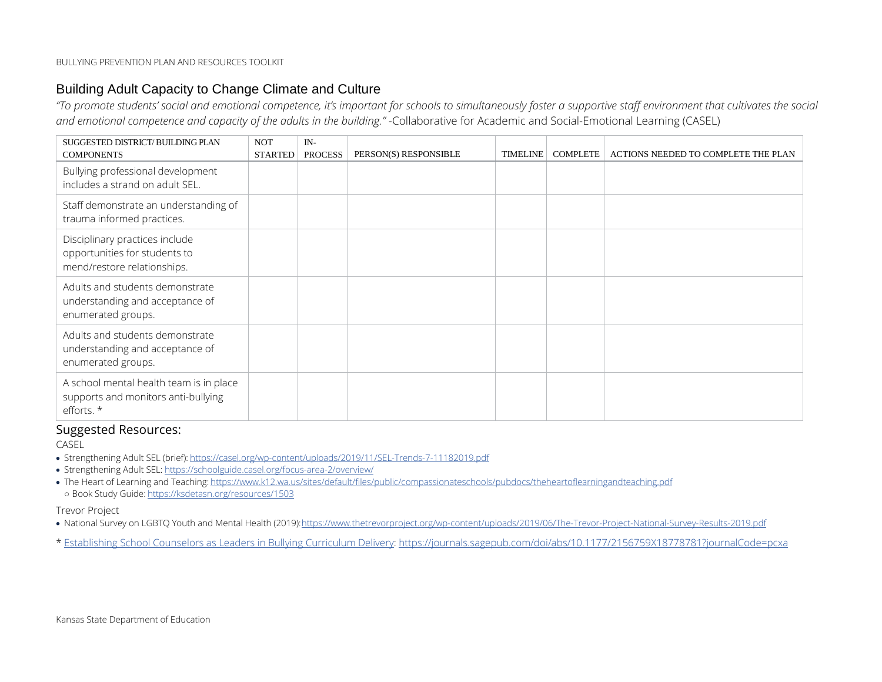## Building Adult Capacity to Change Climate and Culture

*"To promote students' social and emotional competence, it's important for schools to simultaneously foster a supportive staff environment that cultivates the social and emotional competence and capacity of the adults in the building."* -Collaborative for Academic and Social-Emotional Learning (CASEL)

| SUGGESTED DISTRICT/ BUILDING PLAN COMPONENTS | NOT STARTED | IN-PROCESS | PERSON(S) RESPONSIBLE | TIMELINE | COMPLETE | ACTIONS NEEDED TO COMPLETE THE PLAN |
|---|---|---|---|---|---|---|
| Bullying professional development includes a strand on adult SEL. | | | | | | |
| Staff demonstrate an understanding of trauma informed practices. | | | | | | |
| Disciplinary practices include opportunities for students to mend/restore relationships. | | | | | | |
| Adults and students demonstrate understanding and acceptance of enumerated groups. | | | | | | |
| Adults and students demonstrate understanding and acceptance of enumerated groups. | | | | | | |
| A school mental health team is in place supports and monitors anti-bullying efforts. * | | | | | | |

### Suggested Resources:

CASEL

- Strengthening Adult SEL (brief): https://casel.org/wp-content/uploads/2019/11/SEL-Trends-7-11182019.pdf
- Strengthening Adult SEL: https://schoolguide.casel.org/focus-area-2/overview/
- The Heart of Learning and Teaching: https://www.k12.wa.us/sites/default/files/public/compassionateschools/pubdocs/theheartoflearningandteaching.pdf
  - Book Study Guide: https://ksdetasn.org/resources/1503

Trevor Project

- National Survey on LGBTQ Youth and Mental Health (2019): https://www.thetrevorproject.org/wp-content/uploads/2019/06/The-Trevor-Project-National-Survey-Results-2019.pdf

* Establishing School Counselors as Leaders in Bullying Curriculum Delivery: https://journals.sagepub.com/doi/abs/10.1177/2156759X18778781?journalCode=pcxa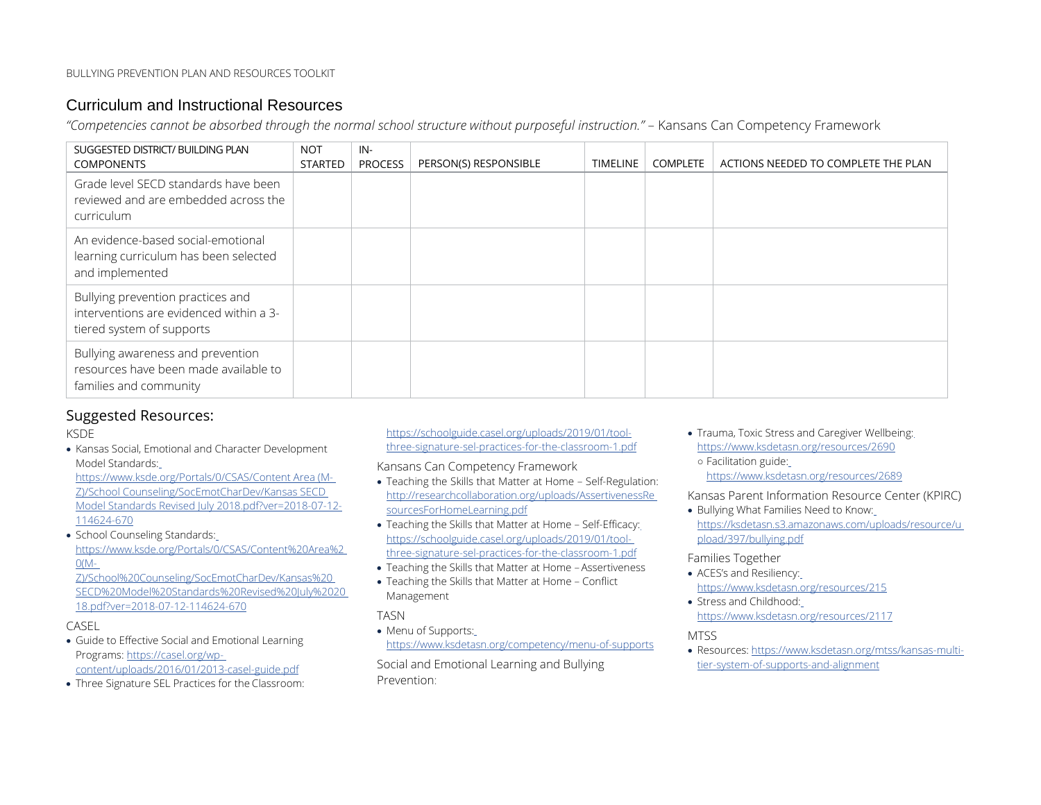## Curriculum and Instructional Resources

*"Competencies cannot be absorbed through the normal school structure without purposeful instruction."* – Kansans Can Competency Framework

| SUGGESTED DISTRICT/ BUILDING PLAN COMPONENTS | NOT STARTED | IN-PROCESS | PERSON(S) RESPONSIBLE | TIMELINE | COMPLETE | ACTIONS NEEDED TO COMPLETE THE PLAN |
|---|---|---|---|---|---|---|
| Grade level SECD standards have been reviewed and are embedded across the curriculum | | | | | | |
| An evidence-based social-emotional learning curriculum has been selected and implemented | | | | | | |
| Bullying prevention practices and interventions are evidenced within a 3-tiered system of supports | | | | | | |
| Bullying awareness and prevention resources have been made available to families and community | | | | | | |

## Suggested Resources:

KSDE

- Kansas Social, Emotional and Character Development Model Standards: https://www.ksde.org/Portals/0/CSAS/Content Area (M-Z)/School Counseling/SocEmotCharDev/Kansas SECD Model Standards Revised July 2018.pdf?ver=2018-07-12-114624-670
- School Counseling Standards: https://www.ksde.org/Portals/0/CSAS/Content%20Area%20(M-Z)/School%20Counseling/SocEmotCharDev/Kansas%20SECD%20Model%20Standards%20Revised%20July%202018.pdf?ver=2018-07-12-114624-670

CASEL

- Guide to Effective Social and Emotional Learning Programs: https://casel.org/wp-content/uploads/2016/01/2013-casel-guide.pdf
- Three Signature SEL Practices for the Classroom: https://schoolguide.casel.org/uploads/2019/01/tool-three-signature-sel-practices-for-the-classroom-1.pdf

Kansans Can Competency Framework

- Teaching the Skills that Matter at Home – Self-Regulation: http://researchcollaboration.org/uploads/AssertivenessResourcesForHomeLearning.pdf
- Teaching the Skills that Matter at Home – Self-Efficacy: https://schoolguide.casel.org/uploads/2019/01/tool-three-signature-sel-practices-for-the-classroom-1.pdf
- Teaching the Skills that Matter at Home – Assertiveness
- Teaching the Skills that Matter at Home – Conflict Management

TASN

- Menu of Supports: https://www.ksdetasn.org/competency/menu-of-supports

Social and Emotional Learning and Bullying Prevention:

- Trauma, Toxic Stress and Caregiver Wellbeing: https://www.ksdetasn.org/resources/2690
  - Facilitation guide: https://www.ksdetasn.org/resources/2689

Kansas Parent Information Resource Center (KPIRC)

- Bullying What Families Need to Know: https://ksdetasn.s3.amazonaws.com/uploads/resource/upload/397/bullying.pdf

Families Together

- ACES's and Resiliency: https://www.ksdetasn.org/resources/215
- Stress and Childhood: https://www.ksdetasn.org/resources/2117

MTSS

- Resources: https://www.ksdetasn.org/mtss/kansas-multi-tier-system-of-supports-and-alignment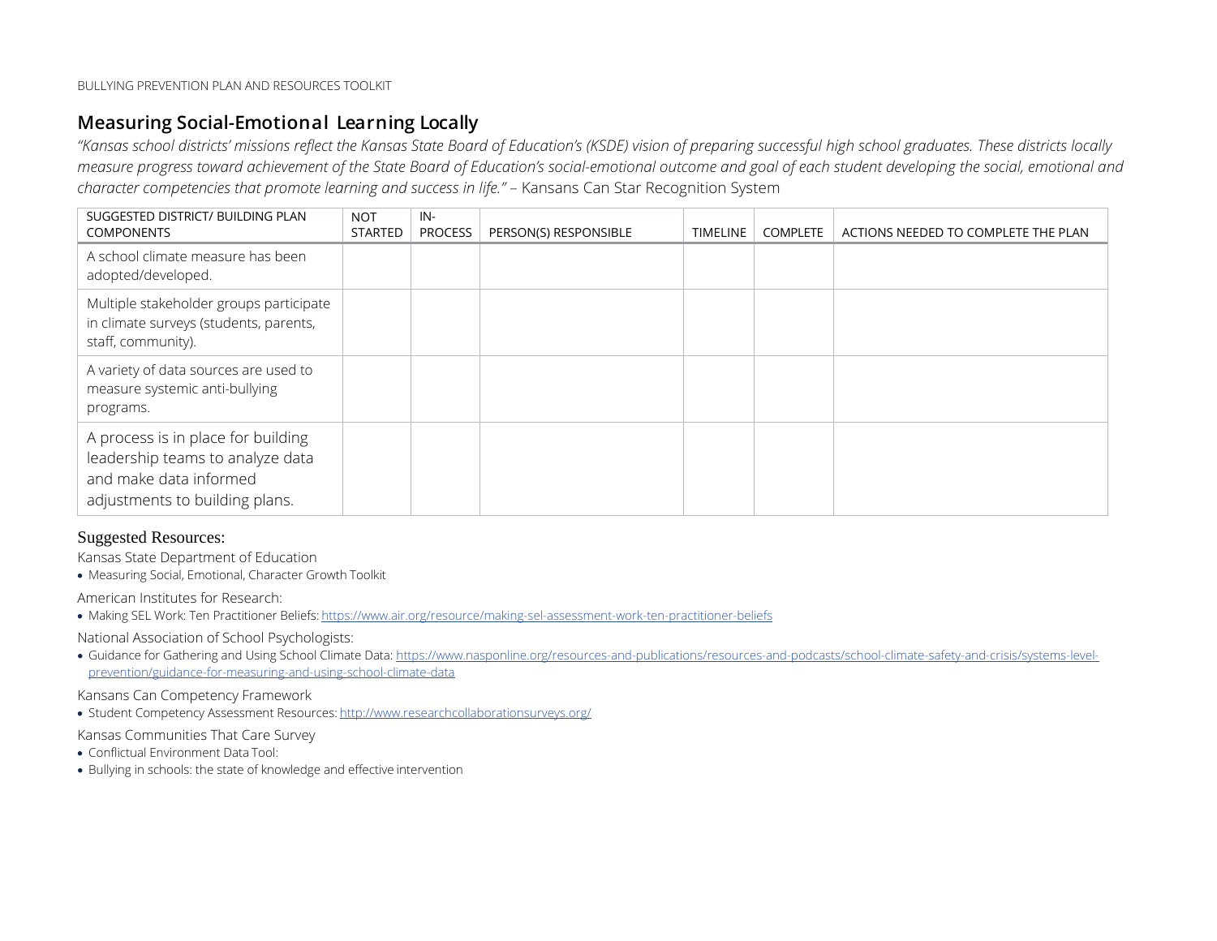## Measuring Social-Emotional Learning Locally

*"Kansas school districts' missions reflect the Kansas State Board of Education's (KSDE) vision of preparing successful high school graduates. These districts locally measure progress toward achievement of the State Board of Education's social-emotional outcome and goal of each student developing the social, emotional and character competencies that promote learning and success in life."* – Kansans Can Star Recognition System

| SUGGESTED DISTRICT/ BUILDING PLAN COMPONENTS | NOT STARTED | IN-PROCESS | PERSON(S) RESPONSIBLE | TIMELINE | COMPLETE | ACTIONS NEEDED TO COMPLETE THE PLAN |
|---|---|---|---|---|---|---|
| A school climate measure has been adopted/developed. | | | | | | |
| Multiple stakeholder groups participate in climate surveys (students, parents, staff, community). | | | | | | |
| A variety of data sources are used to measure systemic anti-bullying programs. | | | | | | |
| A process is in place for building leadership teams to analyze data and make data informed adjustments to building plans. | | | | | | |

### Suggested Resources:

Kansas State Department of Education

- Measuring Social, Emotional, Character Growth Toolkit

American Institutes for Research:

- Making SEL Work: Ten Practitioner Beliefs: https://www.air.org/resource/making-sel-assessment-work-ten-practitioner-beliefs

National Association of School Psychologists:

- Guidance for Gathering and Using School Climate Data: https://www.nasponline.org/resources-and-publications/resources-and-podcasts/school-climate-safety-and-crisis/systems-level-prevention/guidance-for-measuring-and-using-school-climate-data

Kansans Can Competency Framework

- Student Competency Assessment Resources: http://www.researchcollaborationsurveys.org/

Kansas Communities That Care Survey

- Conflictual Environment Data Tool:
- Bullying in schools: the state of knowledge and effective intervention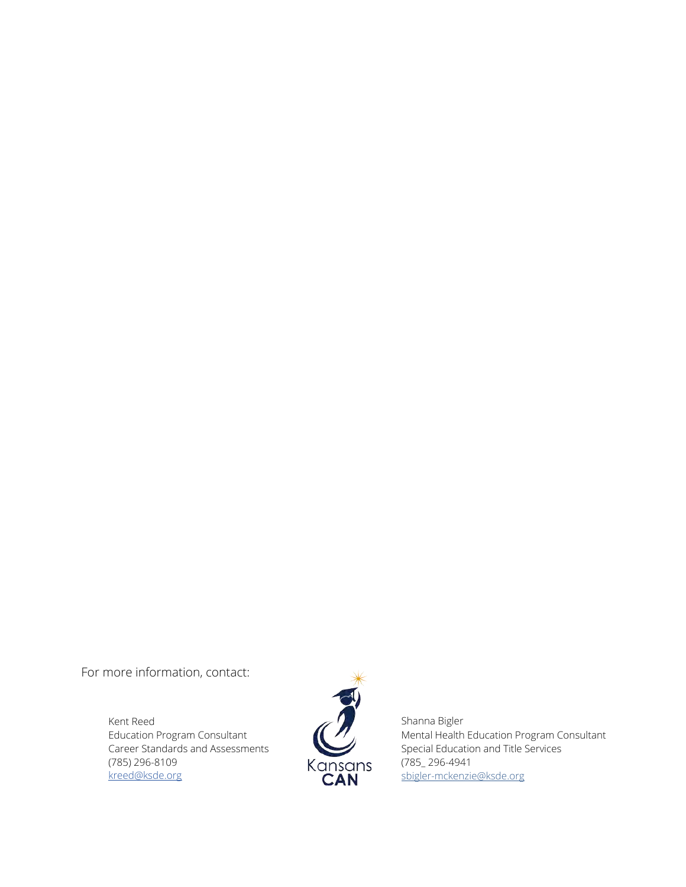For more information, contact:

Kent Reed
Education Program Consultant
Career Standards and Assessments
(785) 296-8109
kreed@ksde.org

Kansans CAN

Shanna Bigler
Mental Health Education Program Consultant
Special Education and Title Services
(785_ 296-4941
sbigler-mckenzie@ksde.org